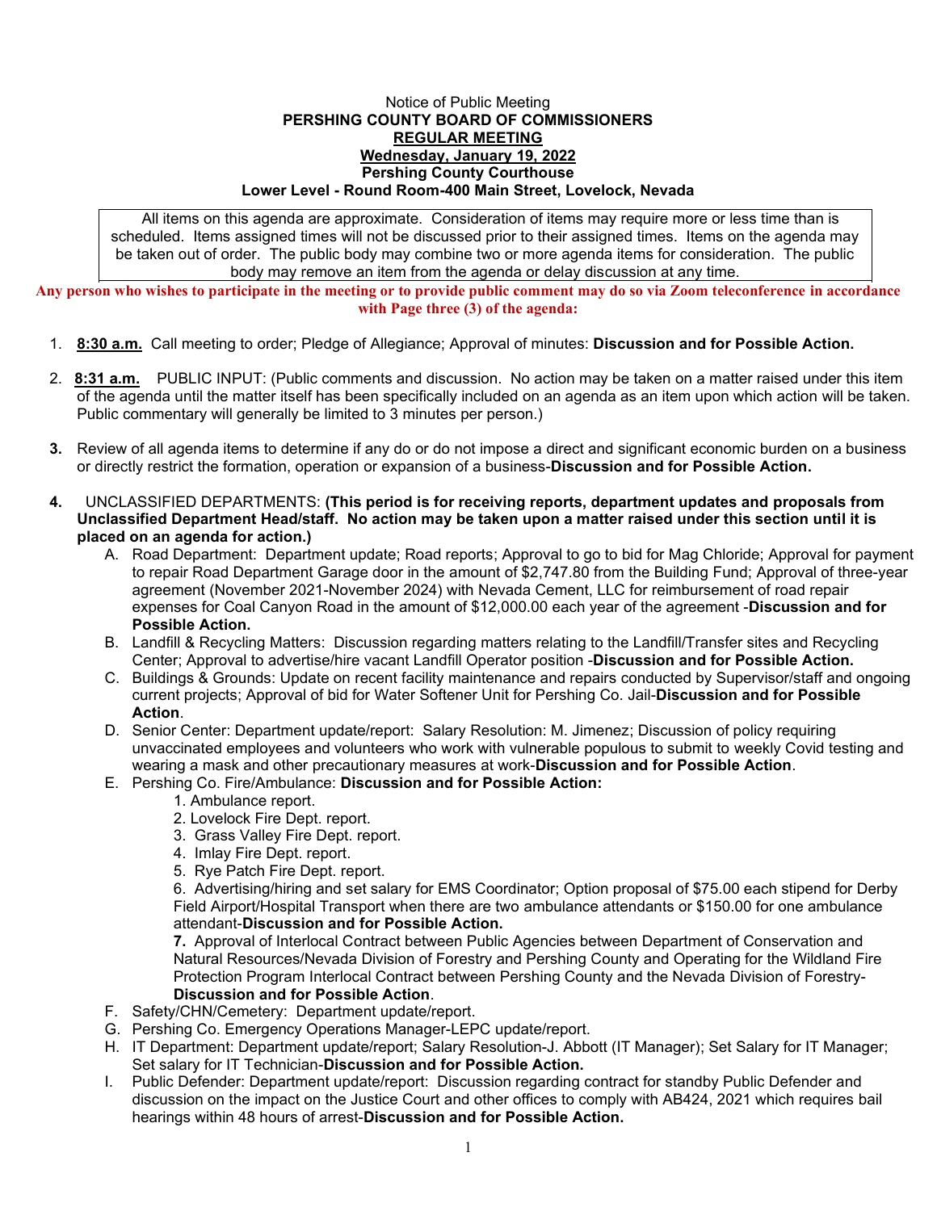Notice of Public Meeting

**PERSHING COUNTY BOARD OF COMMISSIONERS**

**REGULAR MEETING**

**Wednesday, January 19, 2022**

**Pershing County Courthouse**

**Lower Level - Round Room-400 Main Street, Lovelock, Nevada**

All items on this agenda are approximate. Consideration of items may require more or less time than is scheduled. Items assigned times will not be discussed prior to their assigned times. Items on the agenda may be taken out of order. The public body may combine two or more agenda items for consideration. The public body may remove an item from the agenda or delay discussion at any time.

**Any person who wishes to participate in the meeting or to provide public comment may do so via Zoom teleconference in accordance with Page three (3) of the agenda:**

1. **8:30 a.m.** Call meeting to order; Pledge of Allegiance; Approval of minutes: **Discussion and for Possible Action.**

2. **8:31 a.m.** PUBLIC INPUT: (Public comments and discussion. No action may be taken on a matter raised under this item of the agenda until the matter itself has been specifically included on an agenda as an item upon which action will be taken. Public commentary will generally be limited to 3 minutes per person.)

3. Review of all agenda items to determine if any do or do not impose a direct and significant economic burden on a business or directly restrict the formation, operation or expansion of a business-**Discussion and for Possible Action.**

4. UNCLASSIFIED DEPARTMENTS: **(This period is for receiving reports, department updates and proposals from Unclassified Department Head/staff. No action may be taken upon a matter raised under this section until it is placed on an agenda for action.)**
   - A. Road Department: Department update; Road reports; Approval to go to bid for Mag Chloride; Approval for payment to repair Road Department Garage door in the amount of $2,747.80 from the Building Fund; Approval of three-year agreement (November 2021-November 2024) with Nevada Cement, LLC for reimbursement of road repair expenses for Coal Canyon Road in the amount of $12,000.00 each year of the agreement -**Discussion and for Possible Action.**
   - B. Landfill & Recycling Matters: Discussion regarding matters relating to the Landfill/Transfer sites and Recycling Center; Approval to advertise/hire vacant Landfill Operator position -**Discussion and for Possible Action.**
   - C. Buildings & Grounds: Update on recent facility maintenance and repairs conducted by Supervisor/staff and ongoing current projects; Approval of bid for Water Softener Unit for Pershing Co. Jail-**Discussion and for Possible Action**.
   - D. Senior Center: Department update/report: Salary Resolution: M. Jimenez; Discussion of policy requiring unvaccinated employees and volunteers who work with vulnerable populous to submit to weekly Covid testing and wearing a mask and other precautionary measures at work-**Discussion and for Possible Action**.
   - E. Pershing Co. Fire/Ambulance: **Discussion and for Possible Action:**
     1. Ambulance report.
     2. Lovelock Fire Dept. report.
     3. Grass Valley Fire Dept. report.
     4. Imlay Fire Dept. report.
     5. Rye Patch Fire Dept. report.
     6. Advertising/hiring and set salary for EMS Coordinator; Option proposal of $75.00 each stipend for Derby Field Airport/Hospital Transport when there are two ambulance attendants or $150.00 for one ambulance attendant-**Discussion and for Possible Action.**
     7. Approval of Interlocal Contract between Public Agencies between Department of Conservation and Natural Resources/Nevada Division of Forestry and Pershing County and Operating for the Wildland Fire Protection Program Interlocal Contract between Pershing County and the Nevada Division of Forestry-**Discussion and for Possible Action**.
   - F. Safety/CHN/Cemetery: Department update/report.
   - G. Pershing Co. Emergency Operations Manager-LEPC update/report.
   - H. IT Department: Department update/report; Salary Resolution-J. Abbott (IT Manager); Set Salary for IT Manager; Set salary for IT Technician-**Discussion and for Possible Action.**
   - I. Public Defender: Department update/report: Discussion regarding contract for standby Public Defender and discussion on the impact on the Justice Court and other offices to comply with AB424, 2021 which requires bail hearings within 48 hours of arrest-**Discussion and for Possible Action.**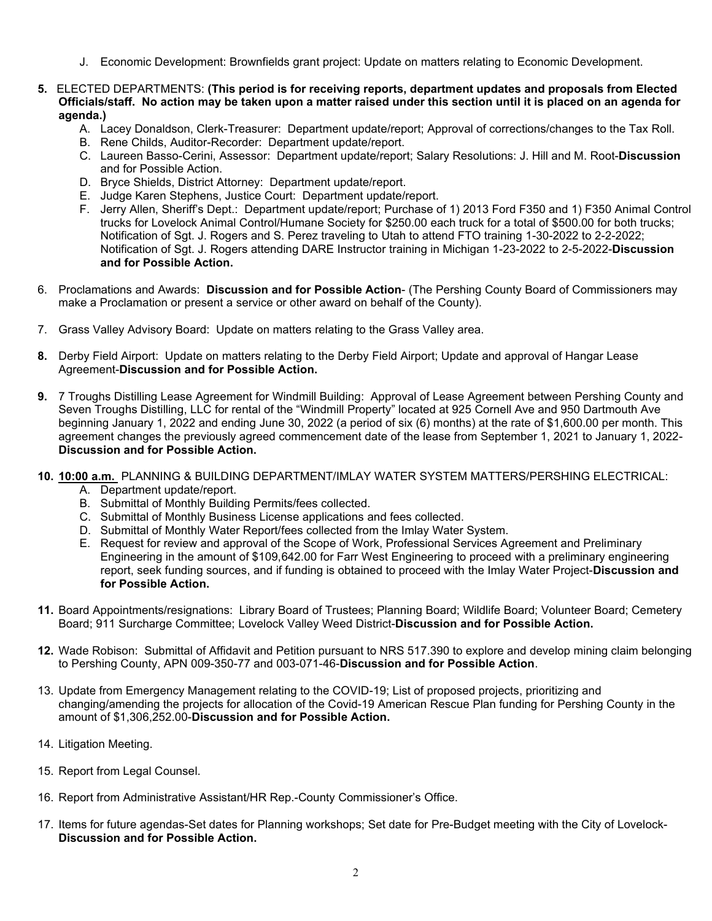J. Economic Development: Brownfields grant project: Update on matters relating to Economic Development.

**5.** ELECTED DEPARTMENTS: **(This period is for receiving reports, department updates and proposals from Elected Officials/staff. No action may be taken upon a matter raised under this section until it is placed on an agenda for agenda.)**

A. Lacey Donaldson, Clerk-Treasurer: Department update/report; Approval of corrections/changes to the Tax Roll.

B. Rene Childs, Auditor-Recorder: Department update/report.

C. Laureen Basso-Cerini, Assessor: Department update/report; Salary Resolutions: J. Hill and M. Root-**Discussion** and for Possible Action.

D. Bryce Shields, District Attorney: Department update/report.

E. Judge Karen Stephens, Justice Court: Department update/report.

F. Jerry Allen, Sheriff's Dept.: Department update/report; Purchase of 1) 2013 Ford F350 and 1) F350 Animal Control trucks for Lovelock Animal Control/Humane Society for $250.00 each truck for a total of $500.00 for both trucks; Notification of Sgt. J. Rogers and S. Perez traveling to Utah to attend FTO training 1-30-2022 to 2-2-2022; Notification of Sgt. J. Rogers attending DARE Instructor training in Michigan 1-23-2022 to 2-5-2022-**Discussion and for Possible Action.**

6. Proclamations and Awards: **Discussion and for Possible Action**- (The Pershing County Board of Commissioners may make a Proclamation or present a service or other award on behalf of the County).

7. Grass Valley Advisory Board: Update on matters relating to the Grass Valley area.

**8.** Derby Field Airport: Update on matters relating to the Derby Field Airport; Update and approval of Hangar Lease Agreement-**Discussion and for Possible Action.**

**9.** 7 Troughs Distilling Lease Agreement for Windmill Building: Approval of Lease Agreement between Pershing County and Seven Troughs Distilling, LLC for rental of the "Windmill Property" located at 925 Cornell Ave and 950 Dartmouth Ave beginning January 1, 2022 and ending June 30, 2022 (a period of six (6) months) at the rate of $1,600.00 per month. This agreement changes the previously agreed commencement date of the lease from September 1, 2021 to January 1, 2022-**Discussion and for Possible Action.**

**10. 10:00 a.m.** PLANNING & BUILDING DEPARTMENT/IMLAY WATER SYSTEM MATTERS/PERSHING ELECTRICAL:

A. Department update/report.

B. Submittal of Monthly Building Permits/fees collected.

C. Submittal of Monthly Business License applications and fees collected.

D. Submittal of Monthly Water Report/fees collected from the Imlay Water System.

E. Request for review and approval of the Scope of Work, Professional Services Agreement and Preliminary Engineering in the amount of $109,642.00 for Farr West Engineering to proceed with a preliminary engineering report, seek funding sources, and if funding is obtained to proceed with the Imlay Water Project-**Discussion and for Possible Action.**

**11.** Board Appointments/resignations: Library Board of Trustees; Planning Board; Wildlife Board; Volunteer Board; Cemetery Board; 911 Surcharge Committee; Lovelock Valley Weed District-**Discussion and for Possible Action.**

**12.** Wade Robison: Submittal of Affidavit and Petition pursuant to NRS 517.390 to explore and develop mining claim belonging to Pershing County, APN 009-350-77 and 003-071-46-**Discussion and for Possible Action**.

13. Update from Emergency Management relating to the COVID-19; List of proposed projects, prioritizing and changing/amending the projects for allocation of the Covid-19 American Rescue Plan funding for Pershing County in the amount of $1,306,252.00-**Discussion and for Possible Action.**

14. Litigation Meeting.

15. Report from Legal Counsel.

16. Report from Administrative Assistant/HR Rep.-County Commissioner's Office.

17. Items for future agendas-Set dates for Planning workshops; Set date for Pre-Budget meeting with the City of Lovelock-**Discussion and for Possible Action.**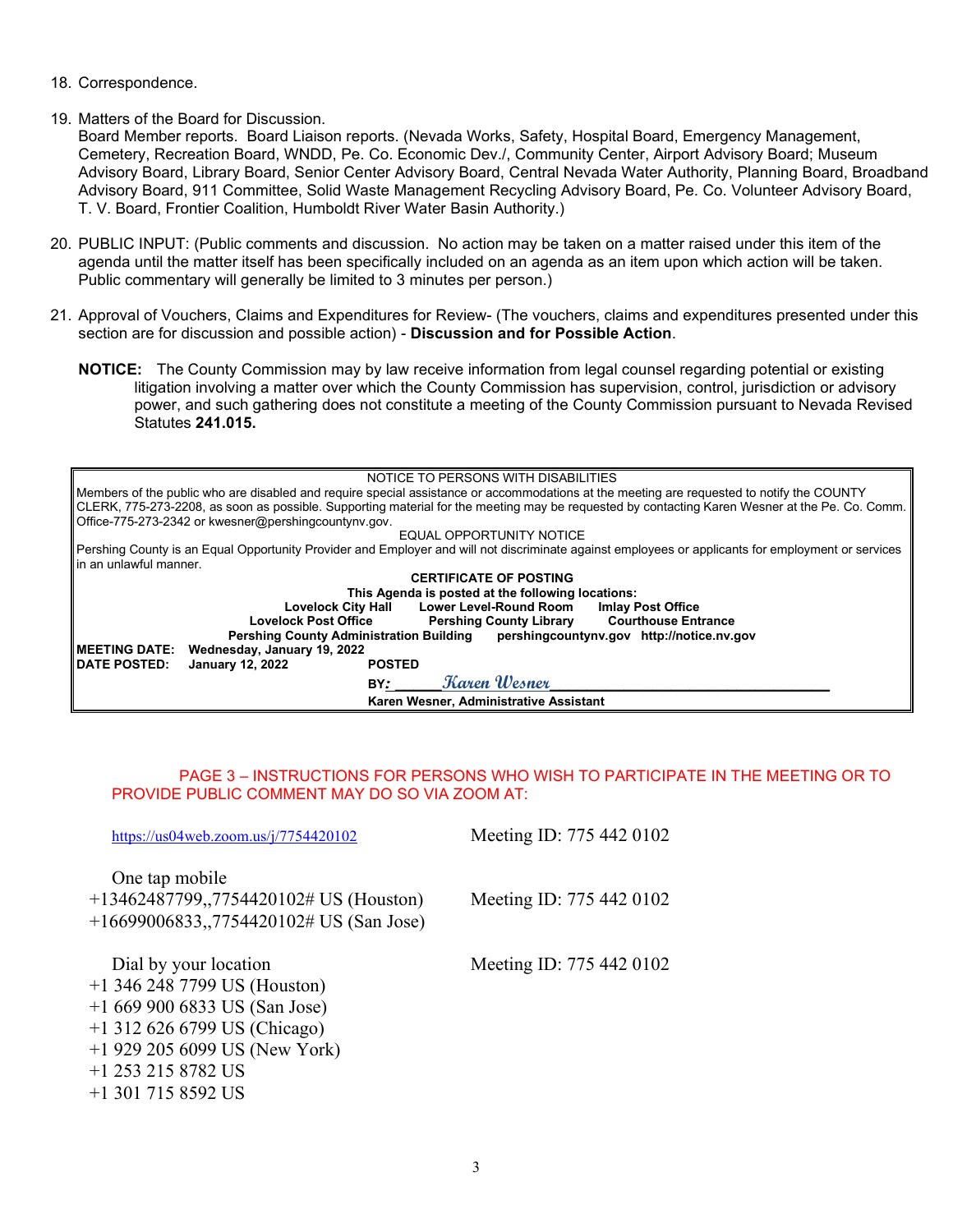18. Correspondence.

19. Matters of the Board for Discussion.
    Board Member reports. Board Liaison reports. (Nevada Works, Safety, Hospital Board, Emergency Management, Cemetery, Recreation Board, WNDD, Pe. Co. Economic Dev./, Community Center, Airport Advisory Board; Museum Advisory Board, Library Board, Senior Center Advisory Board, Central Nevada Water Authority, Planning Board, Broadband Advisory Board, 911 Committee, Solid Waste Management Recycling Advisory Board, Pe. Co. Volunteer Advisory Board, T. V. Board, Frontier Coalition, Humboldt River Water Basin Authority.)

20. PUBLIC INPUT: (Public comments and discussion. No action may be taken on a matter raised under this item of the agenda until the matter itself has been specifically included on an agenda as an item upon which action will be taken. Public commentary will generally be limited to 3 minutes per person.)

21. Approval of Vouchers, Claims and Expenditures for Review- (The vouchers, claims and expenditures presented under this section are for discussion and possible action) - **Discussion and for Possible Action**.

**NOTICE:** The County Commission may by law receive information from legal counsel regarding potential or existing litigation involving a matter over which the County Commission has supervision, control, jurisdiction or advisory power, and such gathering does not constitute a meeting of the County Commission pursuant to Nevada Revised Statutes **241.015.**

NOTICE TO PERSONS WITH DISABILITIES

Members of the public who are disabled and require special assistance or accommodations at the meeting are requested to notify the COUNTY CLERK, 775-273-2208, as soon as possible. Supporting material for the meeting may be requested by contacting Karen Wesner at the Pe. Co. Comm. Office-775-273-2342 or kwesner@pershingcountynv.gov.

EQUAL OPPORTUNITY NOTICE

Pershing County is an Equal Opportunity Provider and Employer and will not discriminate against employees or applicants for employment or services in an unlawful manner.

**CERTIFICATE OF POSTING**

**This Agenda is posted at the following locations:**

**Lovelock City Hall   Lower Level-Round Room   Imlay Post Office**
**Lovelock Post Office   Pershing County Library   Courthouse Entrance**
**Pershing County Administration Building   pershingcountynv.gov   http://notice.nv.gov**

**MEETING DATE: Wednesday, January 19, 2022**
**DATE POSTED: January 12, 2022**   **POSTED**

**BY:** *Karen Wesner*
**Karen Wesner, Administrative Assistant**

PAGE 3 – INSTRUCTIONS FOR PERSONS WHO WISH TO PARTICIPATE IN THE MEETING OR TO PROVIDE PUBLIC COMMENT MAY DO SO VIA ZOOM AT:

https://us04web.zoom.us/j/7754420102   Meeting ID: 775 442 0102

One tap mobile   Meeting ID: 775 442 0102
+13462487799,,7754420102# US (Houston)
+16699006833,,7754420102# US (San Jose)

Dial by your location   Meeting ID: 775 442 0102
+1 346 248 7799 US (Houston)
+1 669 900 6833 US (San Jose)
+1 312 626 6799 US (Chicago)
+1 929 205 6099 US (New York)
+1 253 215 8782 US
+1 301 715 8592 US